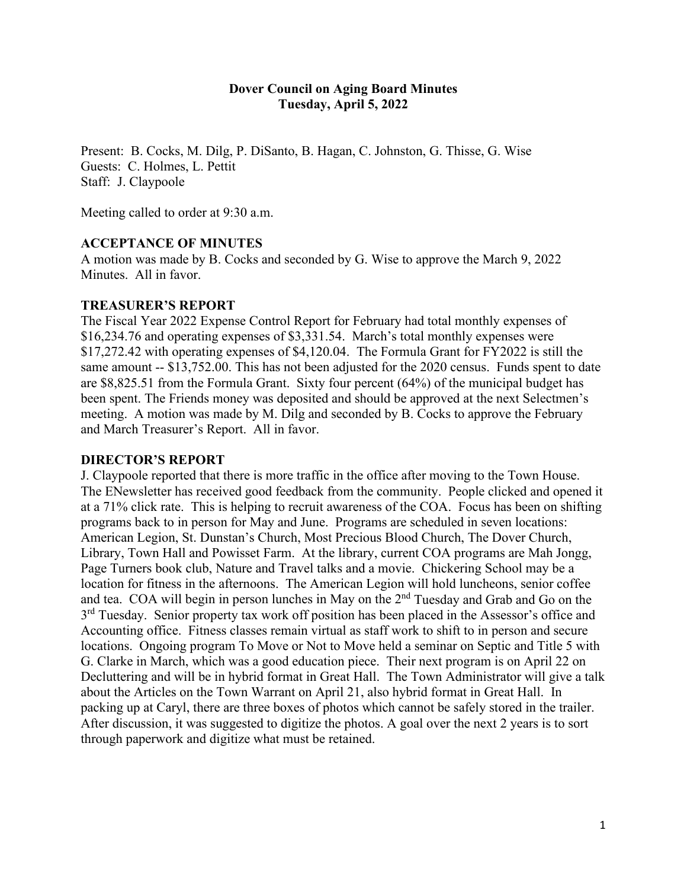# Dover Council on Aging Board Minutes

## Tuesday, April 5, 2022

Present: B. Cocks, M. Dilg, P. DiSanto, B. Hagan, C. Johnston, G. Thisse, G. Wise
Guests: C. Holmes, L. Pettit
Staff: J. Claypoole

Meeting called to order at 9:30 a.m.

### ACCEPTANCE OF MINUTES

A motion was made by B. Cocks and seconded by G. Wise to approve the March 9, 2022 Minutes. All in favor.

### TREASURER'S REPORT

The Fiscal Year 2022 Expense Control Report for February had total monthly expenses of \$16,234.76 and operating expenses of \$3,331.54. March's total monthly expenses were \$17,272.42 with operating expenses of \$4,120.04. The Formula Grant for FY2022 is still the same amount -- \$13,752.00. This has not been adjusted for the 2020 census. Funds spent to date are \$8,825.51 from the Formula Grant. Sixty four percent (64%) of the municipal budget has been spent. The Friends money was deposited and should be approved at the next Selectmen's meeting. A motion was made by M. Dilg and seconded by B. Cocks to approve the February and March Treasurer's Report. All in favor.

### DIRECTOR'S REPORT

J. Claypoole reported that there is more traffic in the office after moving to the Town House. The ENewsletter has received good feedback from the community. People clicked and opened it at a 71% click rate. This is helping to recruit awareness of the COA. Focus has been on shifting programs back to in person for May and June. Programs are scheduled in seven locations: American Legion, St. Dunstan's Church, Most Precious Blood Church, The Dover Church, Library, Town Hall and Powisset Farm. At the library, current COA programs are Mah Jongg, Page Turners book club, Nature and Travel talks and a movie. Chickering School may be a location for fitness in the afternoons. The American Legion will hold luncheons, senior coffee and tea. COA will begin in person lunches in May on the 2nd Tuesday and Grab and Go on the 3rd Tuesday. Senior property tax work off position has been placed in the Assessor's office and Accounting office. Fitness classes remain virtual as staff work to shift to in person and secure locations. Ongoing program To Move or Not to Move held a seminar on Septic and Title 5 with G. Clarke in March, which was a good education piece. Their next program is on April 22 on Decluttering and will be in hybrid format in Great Hall. The Town Administrator will give a talk about the Articles on the Town Warrant on April 21, also hybrid format in Great Hall. In packing up at Caryl, there are three boxes of photos which cannot be safely stored in the trailer. After discussion, it was suggested to digitize the photos. A goal over the next 2 years is to sort through paperwork and digitize what must be retained.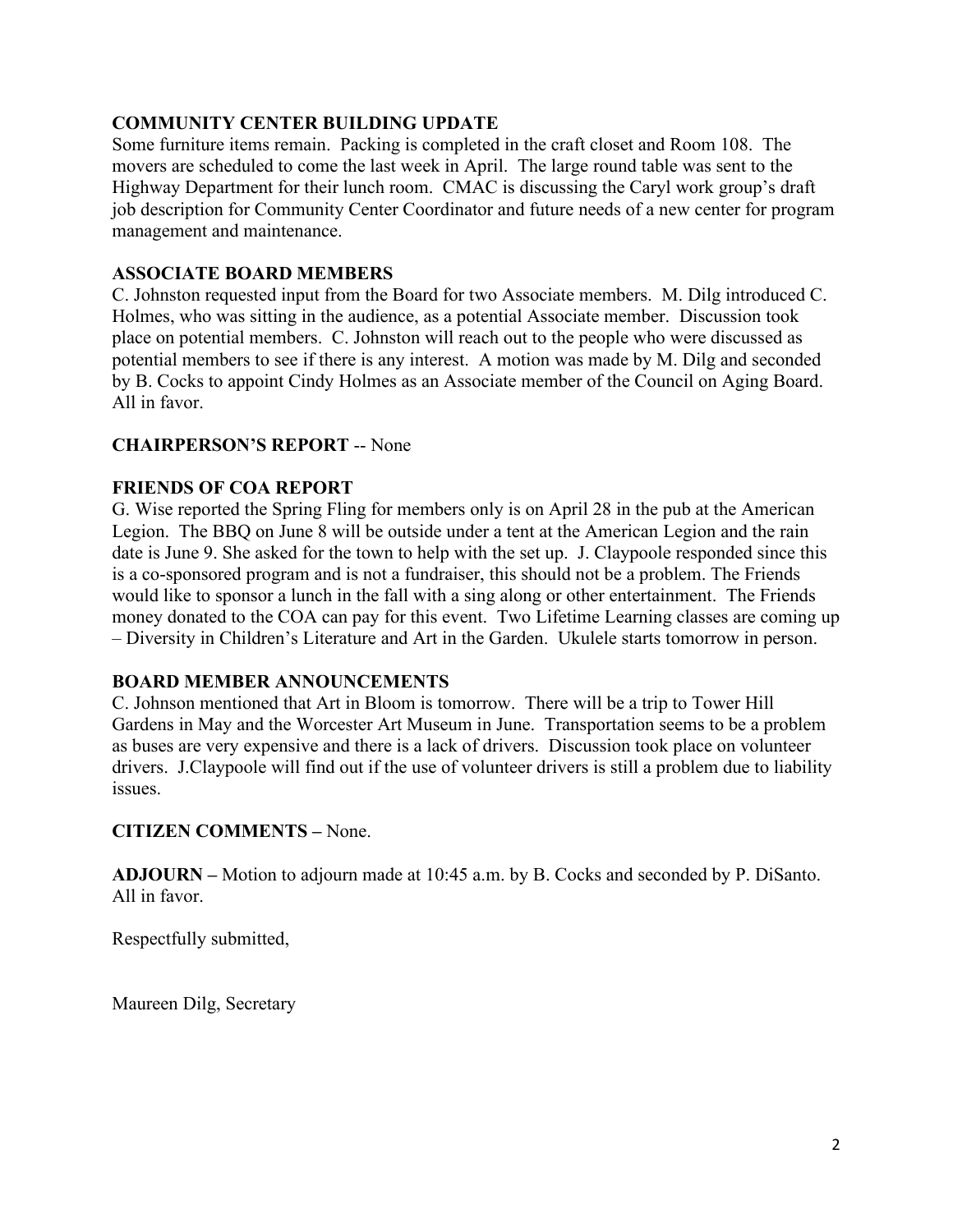**COMMUNITY CENTER BUILDING UPDATE**
Some furniture items remain. Packing is completed in the craft closet and Room 108. The movers are scheduled to come the last week in April. The large round table was sent to the Highway Department for their lunch room. CMAC is discussing the Caryl work group's draft job description for Community Center Coordinator and future needs of a new center for program management and maintenance.

**ASSOCIATE BOARD MEMBERS**
C. Johnston requested input from the Board for two Associate members. M. Dilg introduced C. Holmes, who was sitting in the audience, as a potential Associate member. Discussion took place on potential members. C. Johnston will reach out to the people who were discussed as potential members to see if there is any interest. A motion was made by M. Dilg and seconded by B. Cocks to appoint Cindy Holmes as an Associate member of the Council on Aging Board. All in favor.

**CHAIRPERSON'S REPORT** -- None

**FRIENDS OF COA REPORT**
G. Wise reported the Spring Fling for members only is on April 28 in the pub at the American Legion. The BBQ on June 8 will be outside under a tent at the American Legion and the rain date is June 9. She asked for the town to help with the set up. J. Claypoole responded since this is a co-sponsored program and is not a fundraiser, this should not be a problem. The Friends would like to sponsor a lunch in the fall with a sing along or other entertainment. The Friends money donated to the COA can pay for this event. Two Lifetime Learning classes are coming up – Diversity in Children's Literature and Art in the Garden. Ukulele starts tomorrow in person.

**BOARD MEMBER ANNOUNCEMENTS**
C. Johnson mentioned that Art in Bloom is tomorrow. There will be a trip to Tower Hill Gardens in May and the Worcester Art Museum in June. Transportation seems to be a problem as buses are very expensive and there is a lack of drivers. Discussion took place on volunteer drivers. J.Claypoole will find out if the use of volunteer drivers is still a problem due to liability issues.

**CITIZEN COMMENTS –** None.

**ADJOURN –** Motion to adjourn made at 10:45 a.m. by B. Cocks and seconded by P. DiSanto. All in favor.

Respectfully submitted,

Maureen Dilg, Secretary